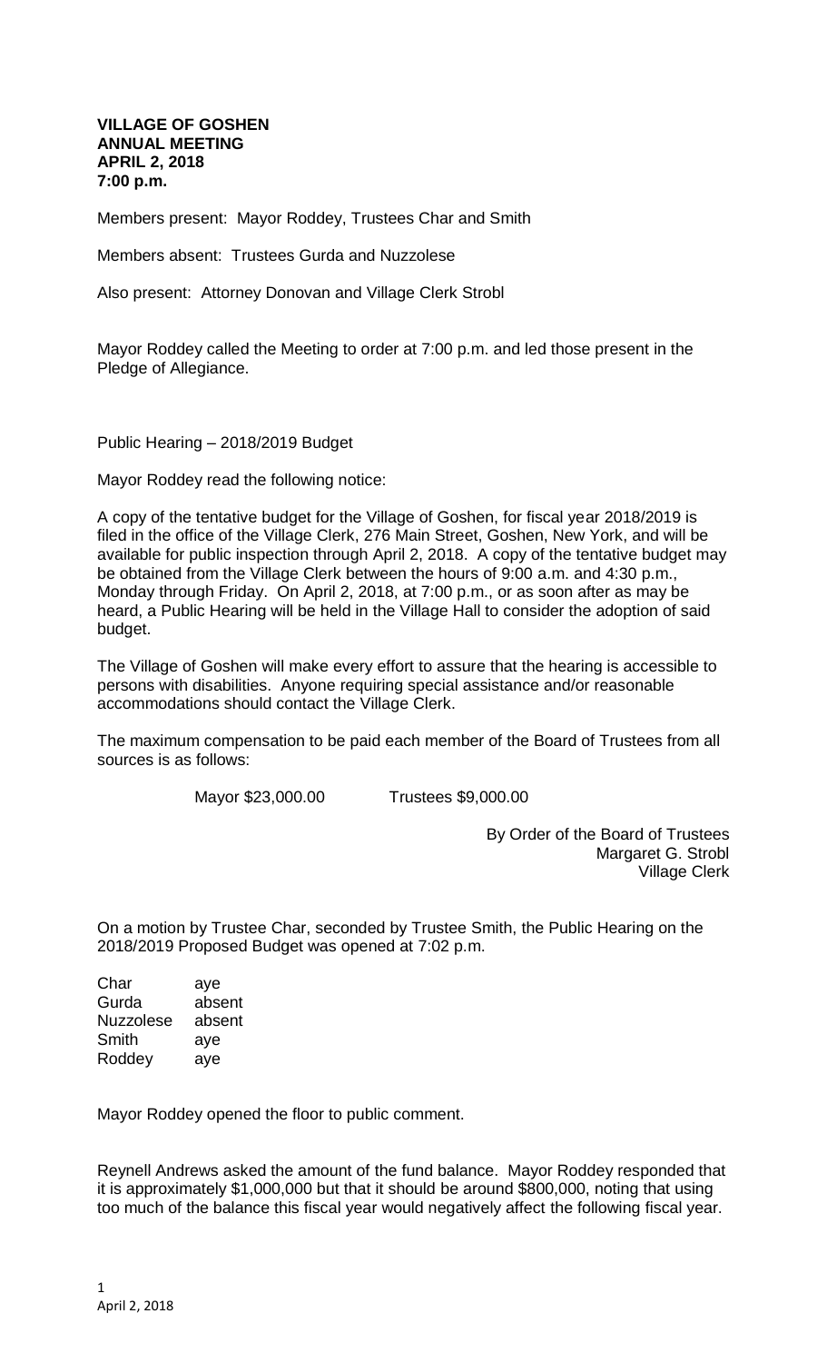**VILLAGE OF GOSHEN**
**ANNUAL MEETING**
**APRIL 2, 2018**
**7:00 p.m.**

Members present: Mayor Roddey, Trustees Char and Smith

Members absent: Trustees Gurda and Nuzzolese

Also present: Attorney Donovan and Village Clerk Strobl

Mayor Roddey called the Meeting to order at 7:00 p.m. and led those present in the Pledge of Allegiance.

Public Hearing – 2018/2019 Budget

Mayor Roddey read the following notice:

A copy of the tentative budget for the Village of Goshen, for fiscal year 2018/2019 is filed in the office of the Village Clerk, 276 Main Street, Goshen, New York, and will be available for public inspection through April 2, 2018. A copy of the tentative budget may be obtained from the Village Clerk between the hours of 9:00 a.m. and 4:30 p.m., Monday through Friday. On April 2, 2018, at 7:00 p.m., or as soon after as may be heard, a Public Hearing will be held in the Village Hall to consider the adoption of said budget.

The Village of Goshen will make every effort to assure that the hearing is accessible to persons with disabilities. Anyone requiring special assistance and/or reasonable accommodations should contact the Village Clerk.

The maximum compensation to be paid each member of the Board of Trustees from all sources is as follows:

Mayor $23,000.00 Trustees $9,000.00

By Order of the Board of Trustees
Margaret G. Strobl
Village Clerk

On a motion by Trustee Char, seconded by Trustee Smith, the Public Hearing on the 2018/2019 Proposed Budget was opened at 7:02 p.m.

| | |
|---|---|
| Char | aye |
| Gurda | absent |
| Nuzzolese | absent |
| Smith | aye |
| Roddey | aye |

Mayor Roddey opened the floor to public comment.

Reynell Andrews asked the amount of the fund balance. Mayor Roddey responded that it is approximately $1,000,000 but that it should be around $800,000, noting that using too much of the balance this fiscal year would negatively affect the following fiscal year.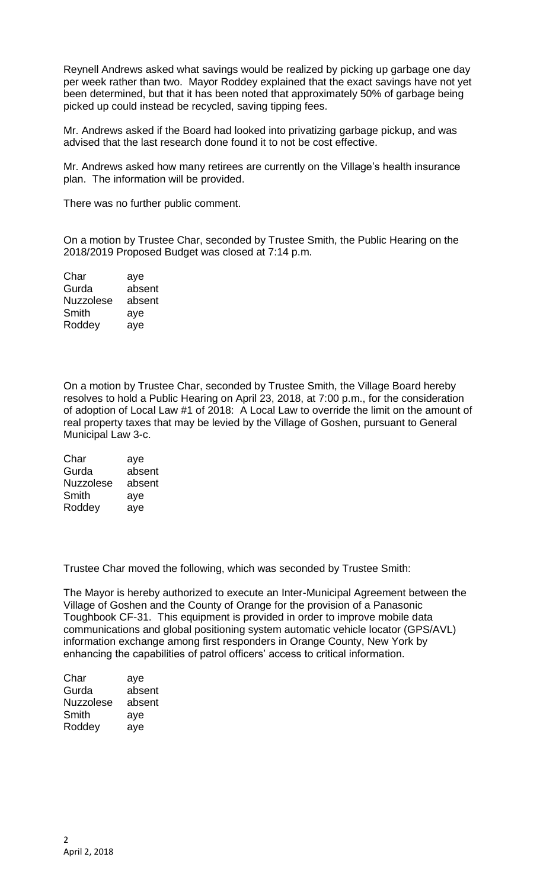Reynell Andrews asked what savings would be realized by picking up garbage one day per week rather than two. Mayor Roddey explained that the exact savings have not yet been determined, but that it has been noted that approximately 50% of garbage being picked up could instead be recycled, saving tipping fees.

Mr. Andrews asked if the Board had looked into privatizing garbage pickup, and was advised that the last research done found it to not be cost effective.

Mr. Andrews asked how many retirees are currently on the Village's health insurance plan. The information will be provided.

There was no further public comment.

On a motion by Trustee Char, seconded by Trustee Smith, the Public Hearing on the 2018/2019 Proposed Budget was closed at 7:14 p.m.

| | |
|---|---|
| Char | aye |
| Gurda | absent |
| Nuzzolese | absent |
| Smith | aye |
| Roddey | aye |

On a motion by Trustee Char, seconded by Trustee Smith, the Village Board hereby resolves to hold a Public Hearing on April 23, 2018, at 7:00 p.m., for the consideration of adoption of Local Law #1 of 2018: A Local Law to override the limit on the amount of real property taxes that may be levied by the Village of Goshen, pursuant to General Municipal Law 3-c.

| | |
|---|---|
| Char | aye |
| Gurda | absent |
| Nuzzolese | absent |
| Smith | aye |
| Roddey | aye |

Trustee Char moved the following, which was seconded by Trustee Smith:

The Mayor is hereby authorized to execute an Inter-Municipal Agreement between the Village of Goshen and the County of Orange for the provision of a Panasonic Toughbook CF-31. This equipment is provided in order to improve mobile data communications and global positioning system automatic vehicle locator (GPS/AVL) information exchange among first responders in Orange County, New York by enhancing the capabilities of patrol officers' access to critical information.

| | |
|---|---|
| Char | aye |
| Gurda | absent |
| Nuzzolese | absent |
| Smith | aye |
| Roddey | aye |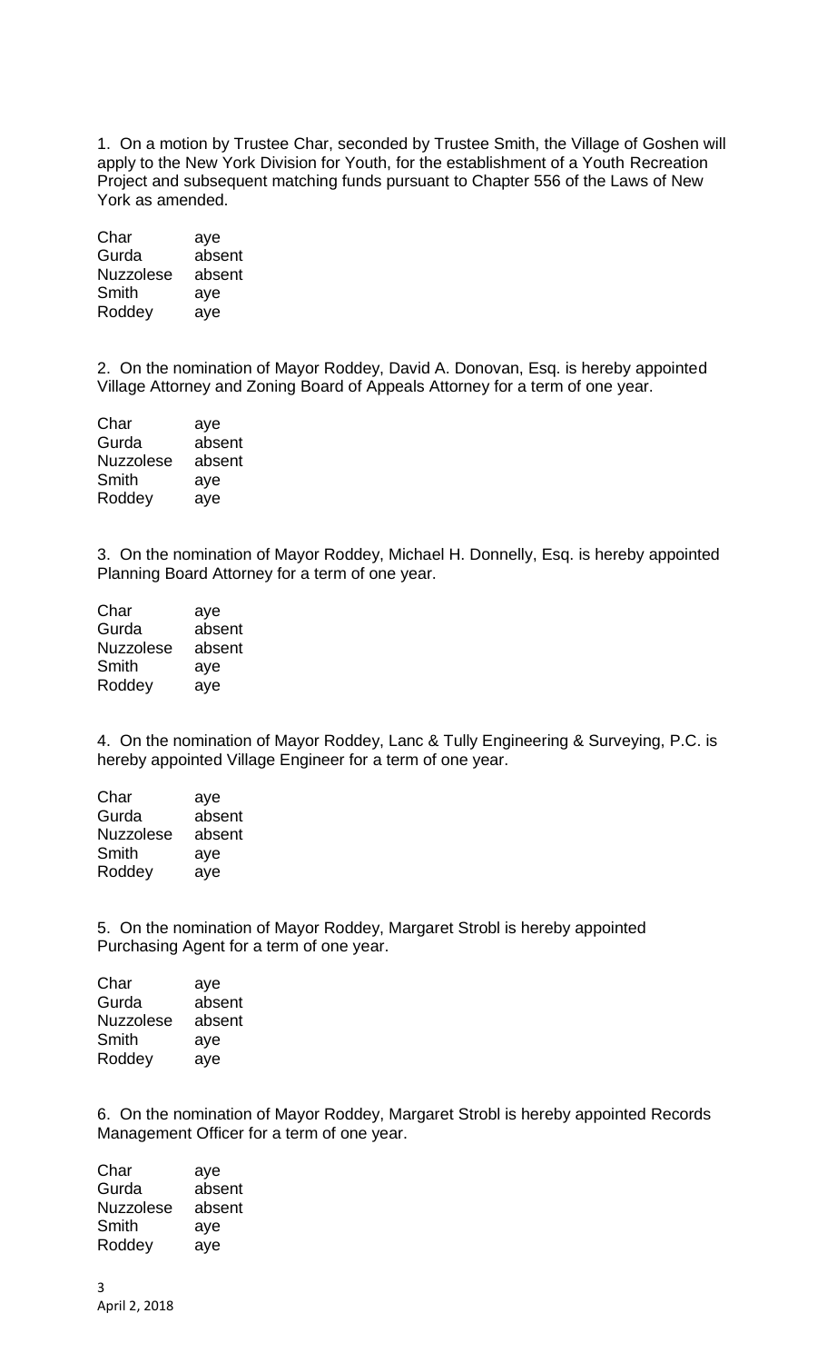1. On a motion by Trustee Char, seconded by Trustee Smith, the Village of Goshen will apply to the New York Division for Youth, for the establishment of a Youth Recreation Project and subsequent matching funds pursuant to Chapter 556 of the Laws of New York as amended.

| | |
|---|---|
| Char | aye |
| Gurda | absent |
| Nuzzolese | absent |
| Smith | aye |
| Roddey | aye |

2. On the nomination of Mayor Roddey, David A. Donovan, Esq. is hereby appointed Village Attorney and Zoning Board of Appeals Attorney for a term of one year.

| | |
|---|---|
| Char | aye |
| Gurda | absent |
| Nuzzolese | absent |
| Smith | aye |
| Roddey | aye |

3. On the nomination of Mayor Roddey, Michael H. Donnelly, Esq. is hereby appointed Planning Board Attorney for a term of one year.

| | |
|---|---|
| Char | aye |
| Gurda | absent |
| Nuzzolese | absent |
| Smith | aye |
| Roddey | aye |

4. On the nomination of Mayor Roddey, Lanc & Tully Engineering & Surveying, P.C. is hereby appointed Village Engineer for a term of one year.

| | |
|---|---|
| Char | aye |
| Gurda | absent |
| Nuzzolese | absent |
| Smith | aye |
| Roddey | aye |

5. On the nomination of Mayor Roddey, Margaret Strobl is hereby appointed Purchasing Agent for a term of one year.

| | |
|---|---|
| Char | aye |
| Gurda | absent |
| Nuzzolese | absent |
| Smith | aye |
| Roddey | aye |

6. On the nomination of Mayor Roddey, Margaret Strobl is hereby appointed Records Management Officer for a term of one year.

| | |
|---|---|
| Char | aye |
| Gurda | absent |
| Nuzzolese | absent |
| Smith | aye |
| Roddey | aye |

April 2, 2018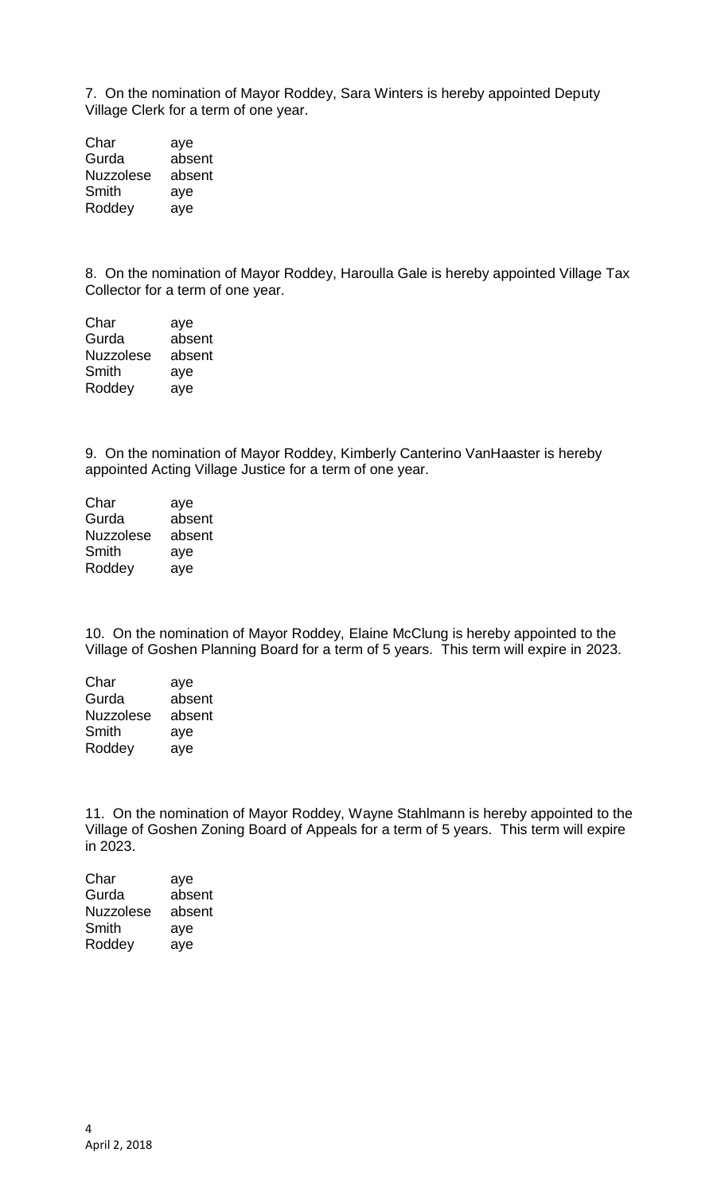7. On the nomination of Mayor Roddey, Sara Winters is hereby appointed Deputy Village Clerk for a term of one year.

| | |
|---|---|
| Char | aye |
| Gurda | absent |
| Nuzzolese | absent |
| Smith | aye |
| Roddey | aye |

8. On the nomination of Mayor Roddey, Haroulla Gale is hereby appointed Village Tax Collector for a term of one year.

| | |
|---|---|
| Char | aye |
| Gurda | absent |
| Nuzzolese | absent |
| Smith | aye |
| Roddey | aye |

9. On the nomination of Mayor Roddey, Kimberly Canterino VanHaaster is hereby appointed Acting Village Justice for a term of one year.

| | |
|---|---|
| Char | aye |
| Gurda | absent |
| Nuzzolese | absent |
| Smith | aye |
| Roddey | aye |

10. On the nomination of Mayor Roddey, Elaine McClung is hereby appointed to the Village of Goshen Planning Board for a term of 5 years. This term will expire in 2023.

| | |
|---|---|
| Char | aye |
| Gurda | absent |
| Nuzzolese | absent |
| Smith | aye |
| Roddey | aye |

11. On the nomination of Mayor Roddey, Wayne Stahlmann is hereby appointed to the Village of Goshen Zoning Board of Appeals for a term of 5 years. This term will expire in 2023.

| | |
|---|---|
| Char | aye |
| Gurda | absent |
| Nuzzolese | absent |
| Smith | aye |
| Roddey | aye |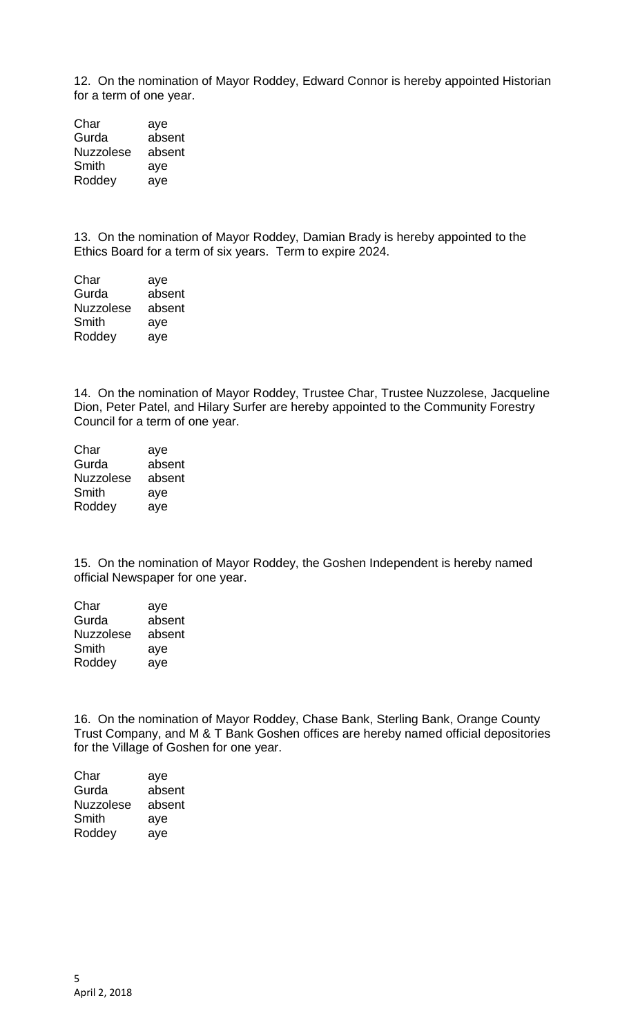12. On the nomination of Mayor Roddey, Edward Connor is hereby appointed Historian for a term of one year.

| | |
|---|---|
| Char | aye |
| Gurda | absent |
| Nuzzolese | absent |
| Smith | aye |
| Roddey | aye |

13. On the nomination of Mayor Roddey, Damian Brady is hereby appointed to the Ethics Board for a term of six years. Term to expire 2024.

| | |
|---|---|
| Char | aye |
| Gurda | absent |
| Nuzzolese | absent |
| Smith | aye |
| Roddey | aye |

14. On the nomination of Mayor Roddey, Trustee Char, Trustee Nuzzolese, Jacqueline Dion, Peter Patel, and Hilary Surfer are hereby appointed to the Community Forestry Council for a term of one year.

| | |
|---|---|
| Char | aye |
| Gurda | absent |
| Nuzzolese | absent |
| Smith | aye |
| Roddey | aye |

15. On the nomination of Mayor Roddey, the Goshen Independent is hereby named official Newspaper for one year.

| | |
|---|---|
| Char | aye |
| Gurda | absent |
| Nuzzolese | absent |
| Smith | aye |
| Roddey | aye |

16. On the nomination of Mayor Roddey, Chase Bank, Sterling Bank, Orange County Trust Company, and M & T Bank Goshen offices are hereby named official depositories for the Village of Goshen for one year.

| | |
|---|---|
| Char | aye |
| Gurda | absent |
| Nuzzolese | absent |
| Smith | aye |
| Roddey | aye |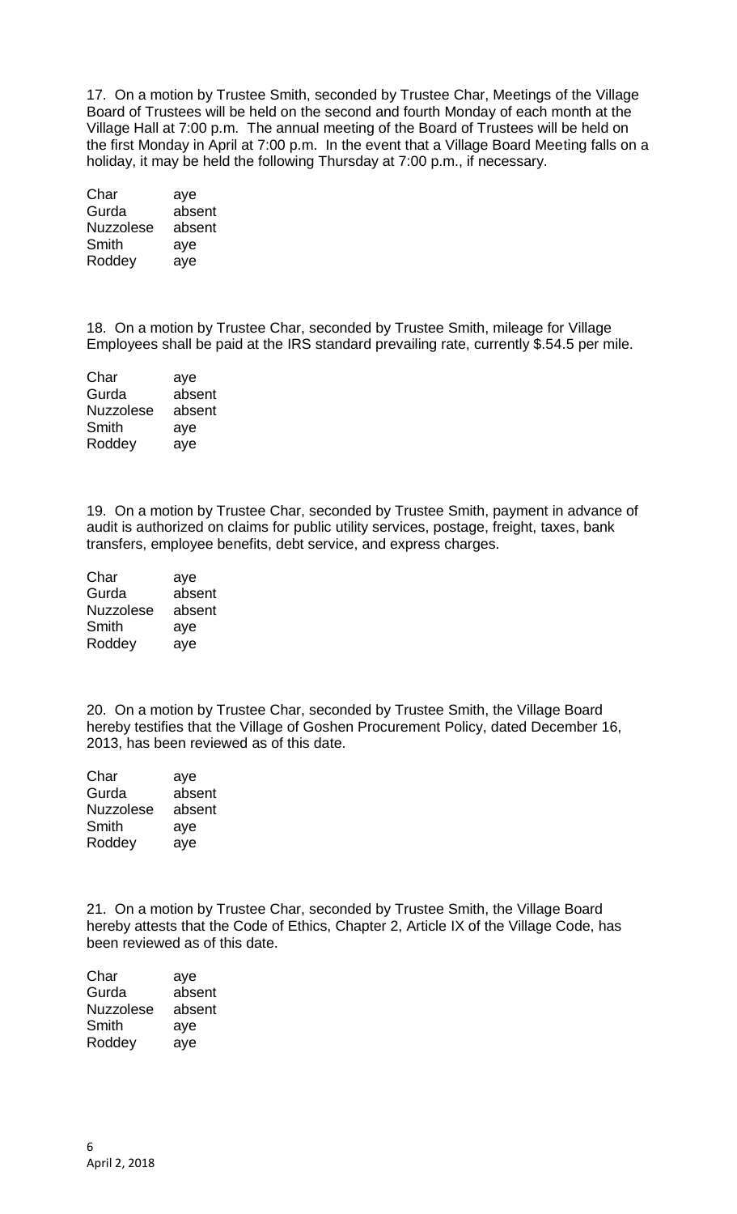17. On a motion by Trustee Smith, seconded by Trustee Char, Meetings of the Village Board of Trustees will be held on the second and fourth Monday of each month at the Village Hall at 7:00 p.m. The annual meeting of the Board of Trustees will be held on the first Monday in April at 7:00 p.m. In the event that a Village Board Meeting falls on a holiday, it may be held the following Thursday at 7:00 p.m., if necessary.

| | |
|---|---|
| Char | aye |
| Gurda | absent |
| Nuzzolese | absent |
| Smith | aye |
| Roddey | aye |

18. On a motion by Trustee Char, seconded by Trustee Smith, mileage for Village Employees shall be paid at the IRS standard prevailing rate, currently $.54.5 per mile.

| | |
|---|---|
| Char | aye |
| Gurda | absent |
| Nuzzolese | absent |
| Smith | aye |
| Roddey | aye |

19. On a motion by Trustee Char, seconded by Trustee Smith, payment in advance of audit is authorized on claims for public utility services, postage, freight, taxes, bank transfers, employee benefits, debt service, and express charges.

| | |
|---|---|
| Char | aye |
| Gurda | absent |
| Nuzzolese | absent |
| Smith | aye |
| Roddey | aye |

20. On a motion by Trustee Char, seconded by Trustee Smith, the Village Board hereby testifies that the Village of Goshen Procurement Policy, dated December 16, 2013, has been reviewed as of this date.

| | |
|---|---|
| Char | aye |
| Gurda | absent |
| Nuzzolese | absent |
| Smith | aye |
| Roddey | aye |

21. On a motion by Trustee Char, seconded by Trustee Smith, the Village Board hereby attests that the Code of Ethics, Chapter 2, Article IX of the Village Code, has been reviewed as of this date.

| | |
|---|---|
| Char | aye |
| Gurda | absent |
| Nuzzolese | absent |
| Smith | aye |
| Roddey | aye |

April 2, 2018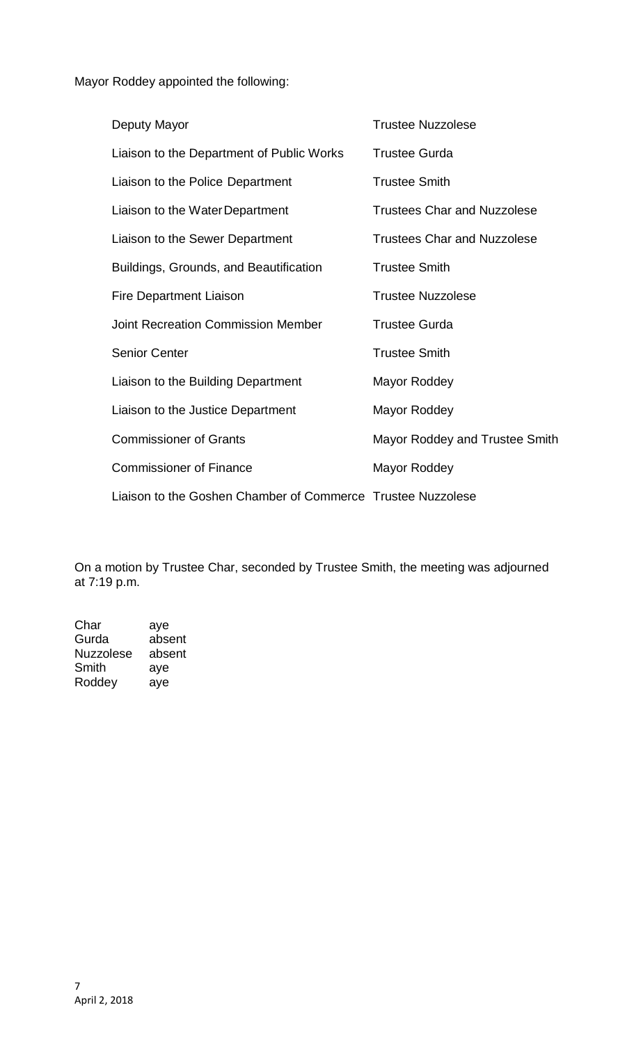Mayor Roddey appointed the following:

| | |
|---|---|
| Deputy Mayor | Trustee Nuzzolese |
| Liaison to the Department of Public Works | Trustee Gurda |
| Liaison to the Police Department | Trustee Smith |
| Liaison to the Water Department | Trustees Char and Nuzzolese |
| Liaison to the Sewer Department | Trustees Char and Nuzzolese |
| Buildings, Grounds, and Beautification | Trustee Smith |
| Fire Department Liaison | Trustee Nuzzolese |
| Joint Recreation Commission Member | Trustee Gurda |
| Senior Center | Trustee Smith |
| Liaison to the Building Department | Mayor Roddey |
| Liaison to the Justice Department | Mayor Roddey |
| Commissioner of Grants | Mayor Roddey and Trustee Smith |
| Commissioner of Finance | Mayor Roddey |
| Liaison to the Goshen Chamber of Commerce | Trustee Nuzzolese |

On a motion by Trustee Char, seconded by Trustee Smith, the meeting was adjourned at 7:19 p.m.

| | |
|---|---|
| Char | aye |
| Gurda | absent |
| Nuzzolese | absent |
| Smith | aye |
| Roddey | aye |